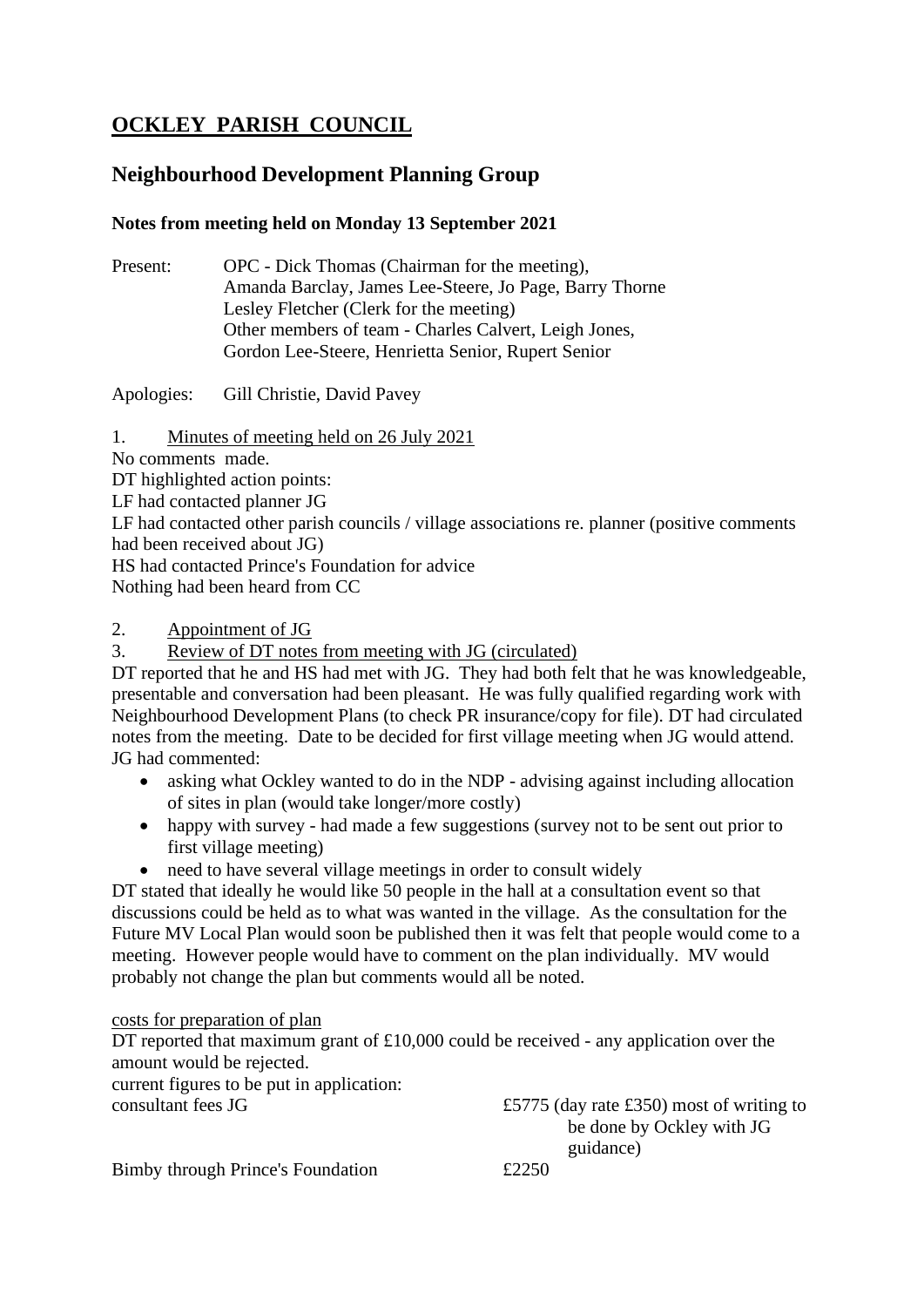# OCKLEY PARISH COUNCIL

## Neighbourhood Development Planning Group

**Notes from meeting held on Monday 13 September 2021**

Present: OPC - Dick Thomas (Chairman for the meeting), Amanda Barclay, James Lee-Steere, Jo Page, Barry Thorne
Lesley Fletcher (Clerk for the meeting)
Other members of team - Charles Calvert, Leigh Jones, Gordon Lee-Steere, Henrietta Senior, Rupert Senior

Apologies: Gill Christie, David Pavey

1. Minutes of meeting held on 26 July 2021

No comments made.
DT highlighted action points:
LF had contacted planner JG
LF had contacted other parish councils / village associations re. planner (positive comments had been received about JG)
HS had contacted Prince's Foundation for advice
Nothing had been heard from CC

2. Appointment of JG
3. Review of DT notes from meeting with JG (circulated)

DT reported that he and HS had met with JG. They had both felt that he was knowledgeable, presentable and conversation had been pleasant. He was fully qualified regarding work with Neighbourhood Development Plans (to check PR insurance/copy for file). DT had circulated notes from the meeting. Date to be decided for first village meeting when JG would attend. JG had commented:

- asking what Ockley wanted to do in the NDP - advising against including allocation of sites in plan (would take longer/more costly)
- happy with survey - had made a few suggestions (survey not to be sent out prior to first village meeting)
- need to have several village meetings in order to consult widely

DT stated that ideally he would like 50 people in the hall at a consultation event so that discussions could be held as to what was wanted in the village. As the consultation for the Future MV Local Plan would soon be published then it was felt that people would come to a meeting. However people would have to comment on the plan individually. MV would probably not change the plan but comments would all be noted.

costs for preparation of plan

DT reported that maximum grant of £10,000 could be received - any application over the amount would be rejected.
current figures to be put in application:

| | |
|---|---|
| consultant fees JG | £5775 (day rate £350) most of writing to be done by Ockley with JG guidance) |
| Bimby through Prince's Foundation | £2250 |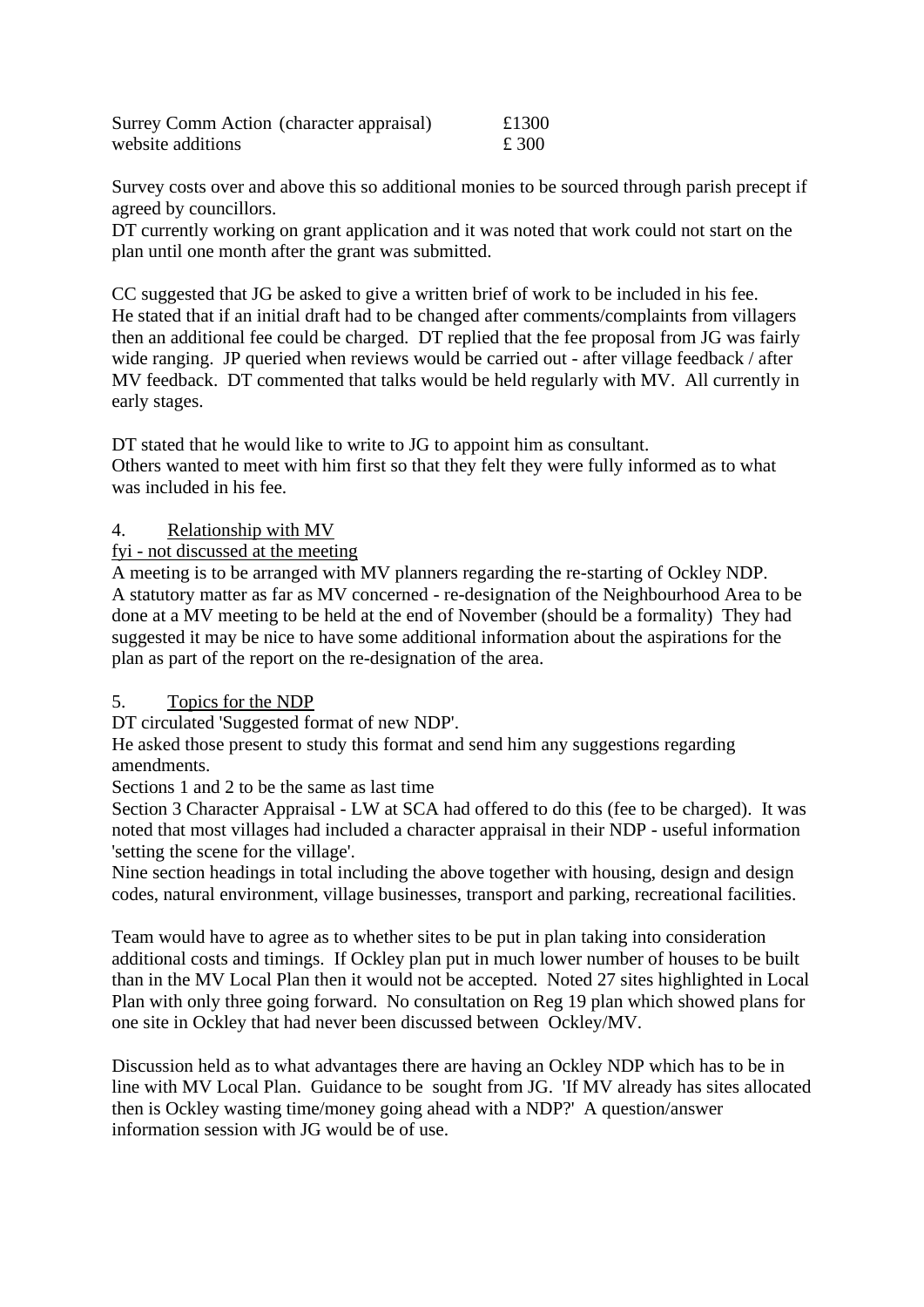| | |
|---|---|
| Surrey Comm Action (character appraisal) | £1300 |
| website additions | £ 300 |

Survey costs over and above this so additional monies to be sourced through parish precept if agreed by councillors.
DT currently working on grant application and it was noted that work could not start on the plan until one month after the grant was submitted.

CC suggested that JG be asked to give a written brief of work to be included in his fee. He stated that if an initial draft had to be changed after comments/complaints from villagers then an additional fee could be charged. DT replied that the fee proposal from JG was fairly wide ranging. JP queried when reviews would be carried out - after village feedback / after MV feedback. DT commented that talks would be held regularly with MV. All currently in early stages.

DT stated that he would like to write to JG to appoint him as consultant.
Others wanted to meet with him first so that they felt they were fully informed as to what was included in his fee.

4. Relationship with MV

fyi - not discussed at the meeting

A meeting is to be arranged with MV planners regarding the re-starting of Ockley NDP. A statutory matter as far as MV concerned - re-designation of the Neighbourhood Area to be done at a MV meeting to be held at the end of November (should be a formality) They had suggested it may be nice to have some additional information about the aspirations for the plan as part of the report on the re-designation of the area.

5. Topics for the NDP

DT circulated 'Suggested format of new NDP'.
He asked those present to study this format and send him any suggestions regarding amendments.
Sections 1 and 2 to be the same as last time
Section 3 Character Appraisal - LW at SCA had offered to do this (fee to be charged). It was noted that most villages had included a character appraisal in their NDP - useful information 'setting the scene for the village'.
Nine section headings in total including the above together with housing, design and design codes, natural environment, village businesses, transport and parking, recreational facilities.

Team would have to agree as to whether sites to be put in plan taking into consideration additional costs and timings. If Ockley plan put in much lower number of houses to be built than in the MV Local Plan then it would not be accepted. Noted 27 sites highlighted in Local Plan with only three going forward. No consultation on Reg 19 plan which showed plans for one site in Ockley that had never been discussed between Ockley/MV.

Discussion held as to what advantages there are having an Ockley NDP which has to be in line with MV Local Plan. Guidance to be sought from JG. 'If MV already has sites allocated then is Ockley wasting time/money going ahead with a NDP?' A question/answer information session with JG would be of use.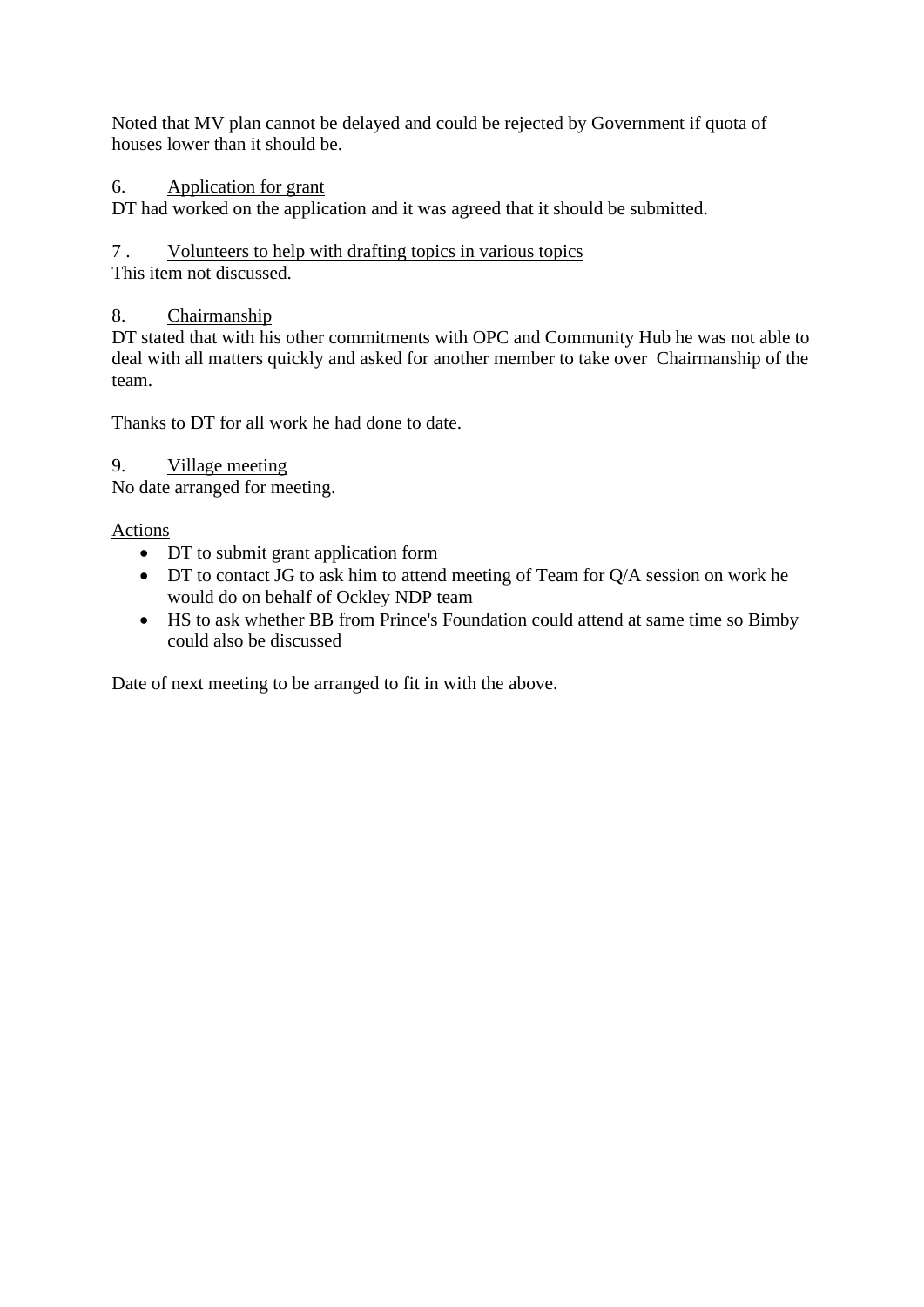Noted that MV plan cannot be delayed and could be rejected by Government if quota of houses lower than it should be.

6. Application for grant

DT had worked on the application and it was agreed that it should be submitted.

7 . Volunteers to help with drafting topics in various topics

This item not discussed.

8. Chairmanship

DT stated that with his other commitments with OPC and Community Hub he was not able to deal with all matters quickly and asked for another member to take over Chairmanship of the team.

Thanks to DT for all work he had done to date.

9. Village meeting

No date arranged for meeting.

Actions

- DT to submit grant application form
- DT to contact JG to ask him to attend meeting of Team for Q/A session on work he would do on behalf of Ockley NDP team
- HS to ask whether BB from Prince's Foundation could attend at same time so Bimby could also be discussed

Date of next meeting to be arranged to fit in with the above.